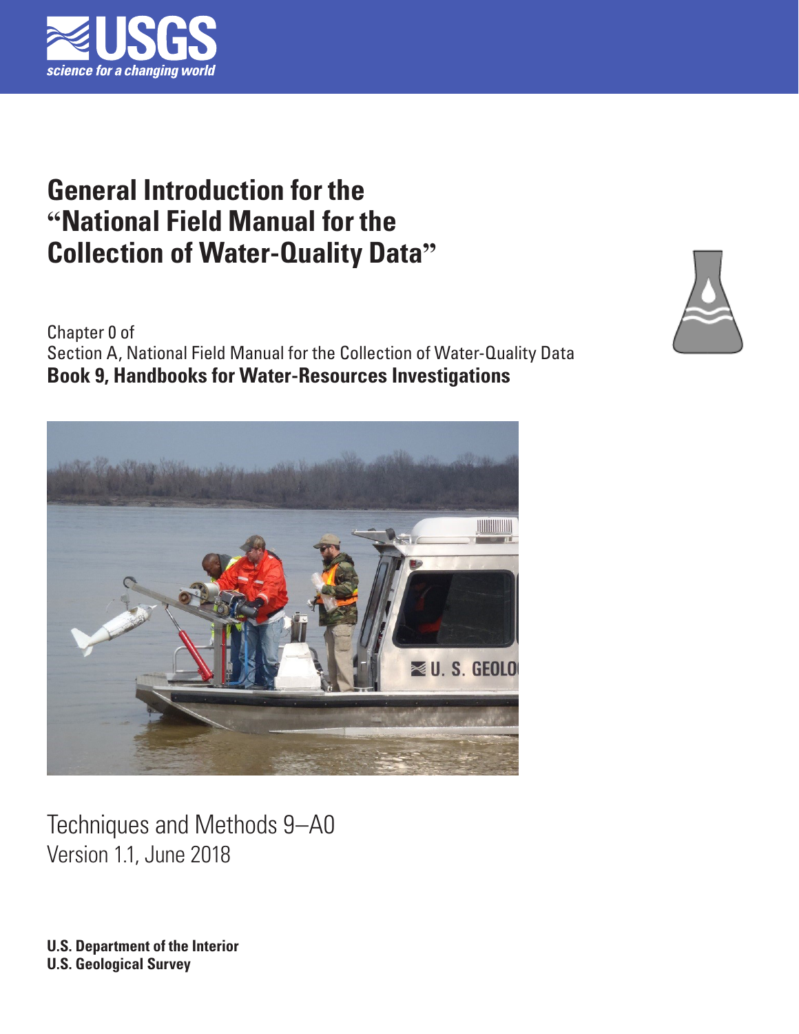USGS
science for a changing world

# General Introduction for the "National Field Manual for the Collection of Water-Quality Data"

Chapter 0 of
Section A, National Field Manual for the Collection of Water-Quality Data
**Book 9, Handbooks for Water-Resources Investigations**

Techniques and Methods 9–A0
Version 1.1, June 2018

**U.S. Department of the Interior**
**U.S. Geological Survey**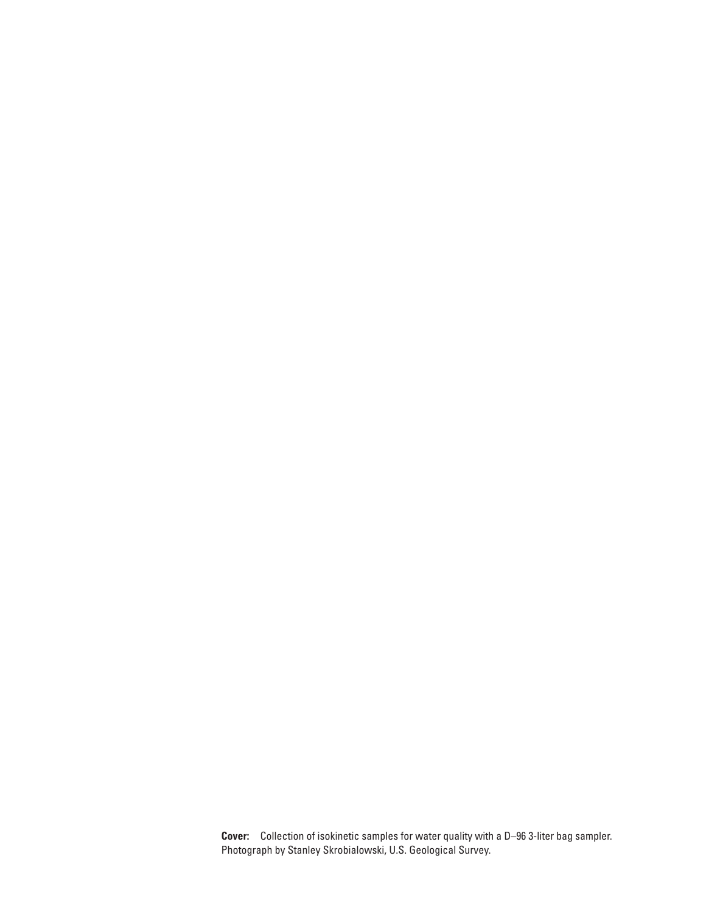**Cover:** Collection of isokinetic samples for water quality with a D–96 3-liter bag sampler. Photograph by Stanley Skrobialowski, U.S. Geological Survey.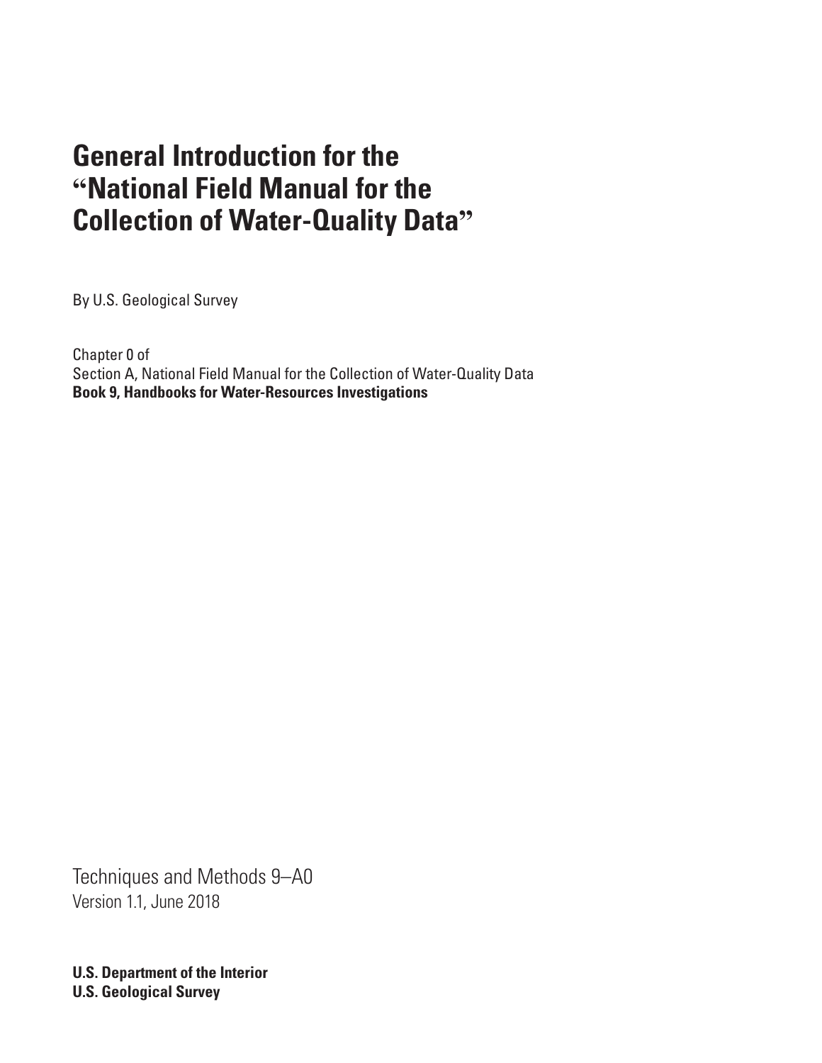# General Introduction for the "National Field Manual for the Collection of Water-Quality Data"

By U.S. Geological Survey

Chapter 0 of
Section A, National Field Manual for the Collection of Water-Quality Data
**Book 9, Handbooks for Water-Resources Investigations**

Techniques and Methods 9–A0
Version 1.1, June 2018

**U.S. Department of the Interior**
**U.S. Geological Survey**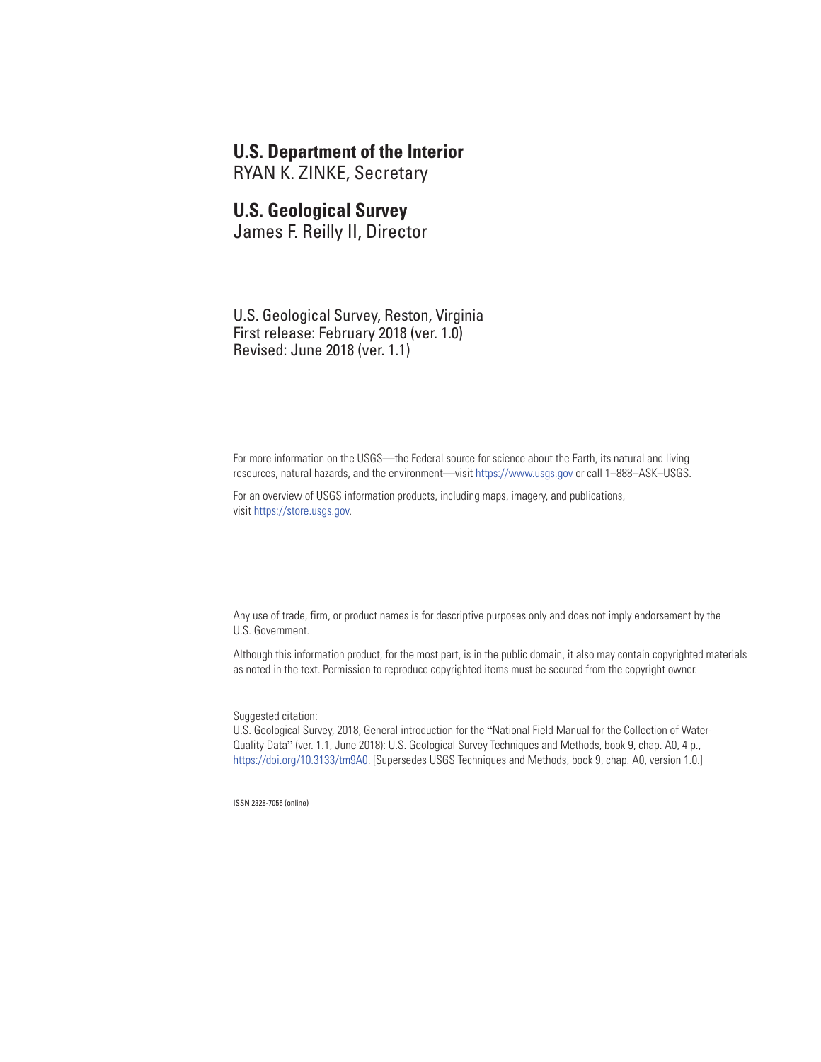**U.S. Department of the Interior**
RYAN K. ZINKE, Secretary

**U.S. Geological Survey**
James F. Reilly II, Director

U.S. Geological Survey, Reston, Virginia
First release: February 2018 (ver. 1.0)
Revised: June 2018 (ver. 1.1)

For more information on the USGS—the Federal source for science about the Earth, its natural and living resources, natural hazards, and the environment—visit https://www.usgs.gov or call 1–888–ASK–USGS.

For an overview of USGS information products, including maps, imagery, and publications, visit https://store.usgs.gov.

Any use of trade, firm, or product names is for descriptive purposes only and does not imply endorsement by the U.S. Government.

Although this information product, for the most part, is in the public domain, it also may contain copyrighted materials as noted in the text. Permission to reproduce copyrighted items must be secured from the copyright owner.

Suggested citation:
U.S. Geological Survey, 2018, General introduction for the "National Field Manual for the Collection of Water-Quality Data" (ver. 1.1, June 2018): U.S. Geological Survey Techniques and Methods, book 9, chap. A0, 4 p., https://doi.org/10.3133/tm9A0. [Supersedes USGS Techniques and Methods, book 9, chap. A0, version 1.0.]

ISSN 2328-7055 (online)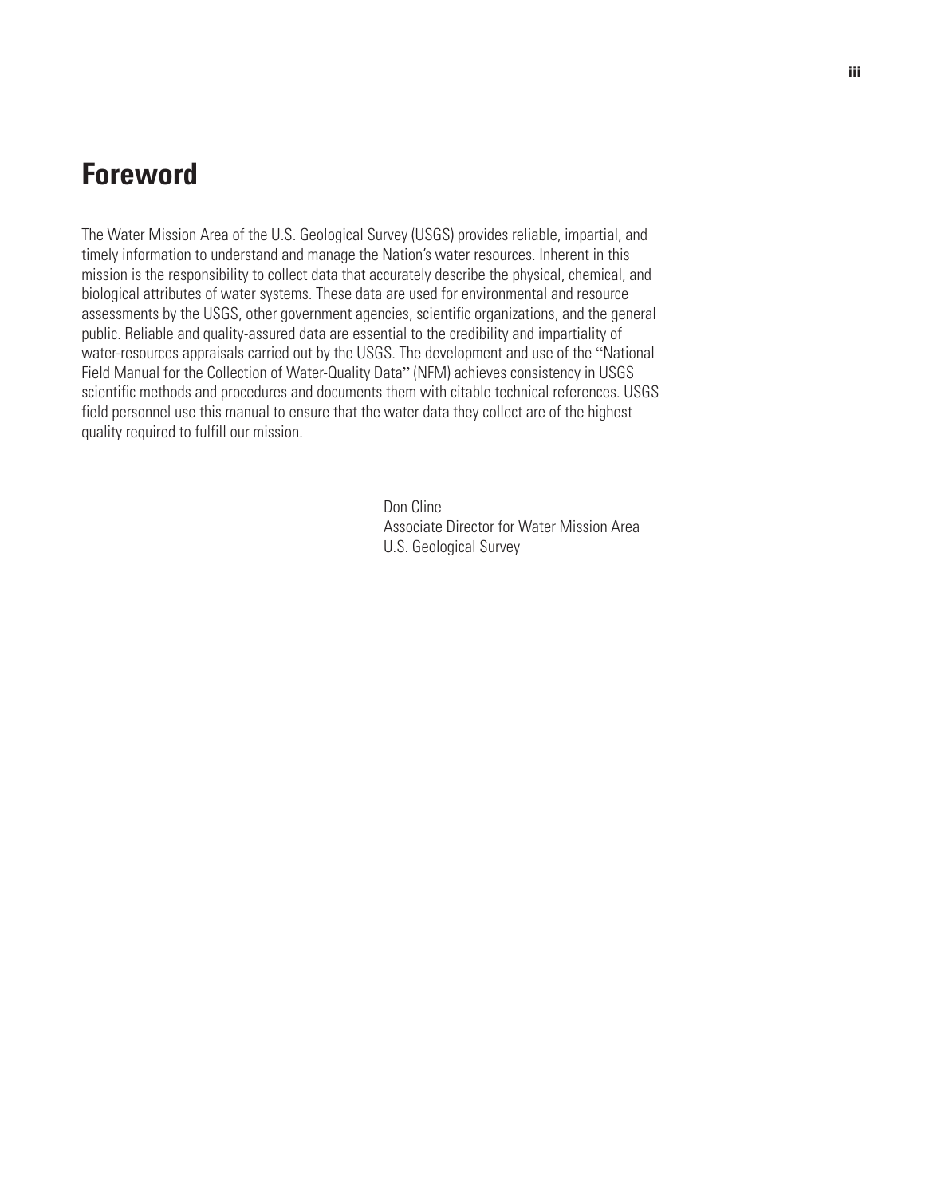# Foreword

The Water Mission Area of the U.S. Geological Survey (USGS) provides reliable, impartial, and timely information to understand and manage the Nation's water resources. Inherent in this mission is the responsibility to collect data that accurately describe the physical, chemical, and biological attributes of water systems. These data are used for environmental and resource assessments by the USGS, other government agencies, scientific organizations, and the general public. Reliable and quality-assured data are essential to the credibility and impartiality of water-resources appraisals carried out by the USGS. The development and use of the "National Field Manual for the Collection of Water-Quality Data" (NFM) achieves consistency in USGS scientific methods and procedures and documents them with citable technical references. USGS field personnel use this manual to ensure that the water data they collect are of the highest quality required to fulfill our mission.

Don Cline  
Associate Director for Water Mission Area  
U.S. Geological Survey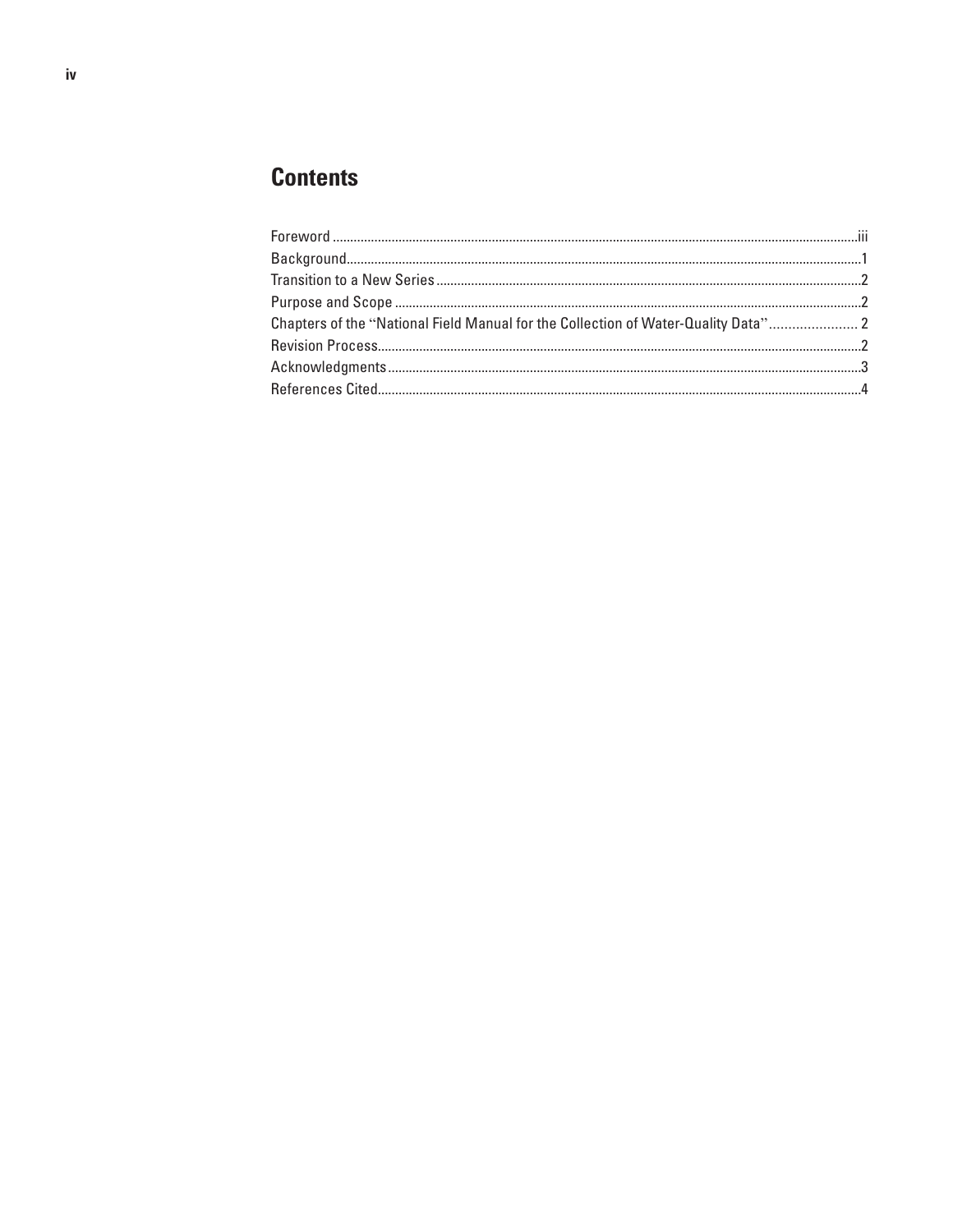# Contents

Foreword .......................................................................................................................................................iii
Background....................................................................................................................................................1
Transition to a New Series ..........................................................................................................................2
Purpose and Scope ......................................................................................................................................2
Chapters of the "National Field Manual for the Collection of Water-Quality Data" ....................... 2
Revision Process...........................................................................................................................................2
Acknowledgments ........................................................................................................................................3
References Cited...........................................................................................................................................4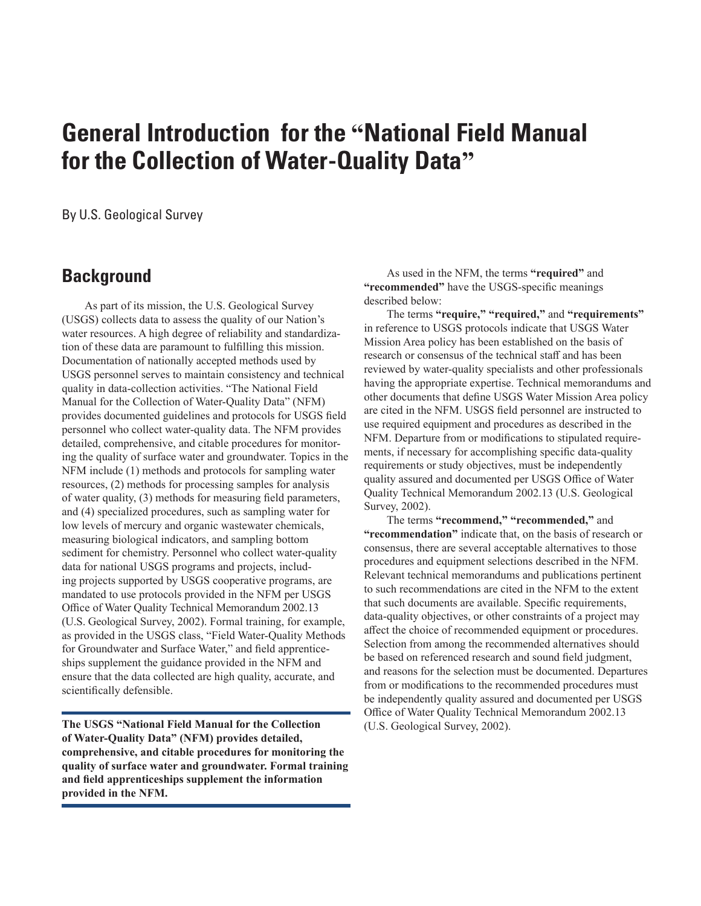# General Introduction for the "National Field Manual for the Collection of Water-Quality Data"

By U.S. Geological Survey

## Background

As part of its mission, the U.S. Geological Survey (USGS) collects data to assess the quality of our Nation's water resources. A high degree of reliability and standardization of these data are paramount to fulfilling this mission. Documentation of nationally accepted methods used by USGS personnel serves to maintain consistency and technical quality in data-collection activities. "The National Field Manual for the Collection of Water-Quality Data" (NFM) provides documented guidelines and protocols for USGS field personnel who collect water-quality data. The NFM provides detailed, comprehensive, and citable procedures for monitoring the quality of surface water and groundwater. Topics in the NFM include (1) methods and protocols for sampling water resources, (2) methods for processing samples for analysis of water quality, (3) methods for measuring field parameters, and (4) specialized procedures, such as sampling water for low levels of mercury and organic wastewater chemicals, measuring biological indicators, and sampling bottom sediment for chemistry. Personnel who collect water-quality data for national USGS programs and projects, including projects supported by USGS cooperative programs, are mandated to use protocols provided in the NFM per USGS Office of Water Quality Technical Memorandum 2002.13 (U.S. Geological Survey, 2002). Formal training, for example, as provided in the USGS class, "Field Water-Quality Methods for Groundwater and Surface Water," and field apprenticeships supplement the guidance provided in the NFM and ensure that the data collected are high quality, accurate, and scientifically defensible.

**The USGS "National Field Manual for the Collection of Water-Quality Data" (NFM) provides detailed, comprehensive, and citable procedures for monitoring the quality of surface water and groundwater. Formal training and field apprenticeships supplement the information provided in the NFM.**

As used in the NFM, the terms **"required"** and **"recommended"** have the USGS-specific meanings described below:

The terms **"require," "required,"** and **"requirements"** in reference to USGS protocols indicate that USGS Water Mission Area policy has been established on the basis of research or consensus of the technical staff and has been reviewed by water-quality specialists and other professionals having the appropriate expertise. Technical memorandums and other documents that define USGS Water Mission Area policy are cited in the NFM. USGS field personnel are instructed to use required equipment and procedures as described in the NFM. Departure from or modifications to stipulated requirements, if necessary for accomplishing specific data-quality requirements or study objectives, must be independently quality assured and documented per USGS Office of Water Quality Technical Memorandum 2002.13 (U.S. Geological Survey, 2002).

The terms **"recommend," "recommended,"** and **"recommendation"** indicate that, on the basis of research or consensus, there are several acceptable alternatives to those procedures and equipment selections described in the NFM. Relevant technical memorandums and publications pertinent to such recommendations are cited in the NFM to the extent that such documents are available. Specific requirements, data-quality objectives, or other constraints of a project may affect the choice of recommended equipment or procedures. Selection from among the recommended alternatives should be based on referenced research and sound field judgment, and reasons for the selection must be documented. Departures from or modifications to the recommended procedures must be independently quality assured and documented per USGS Office of Water Quality Technical Memorandum 2002.13 (U.S. Geological Survey, 2002).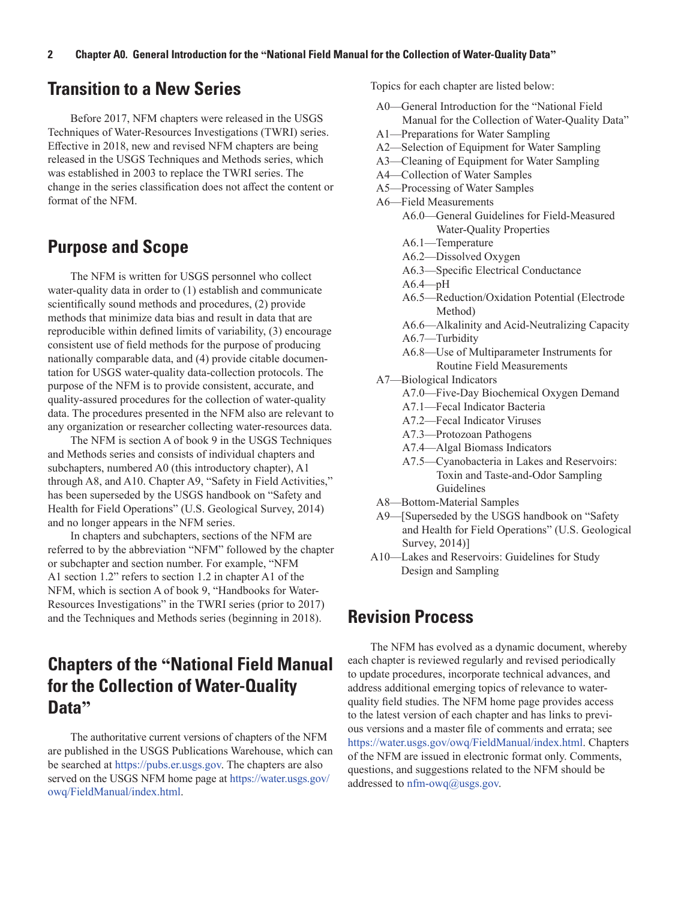## Transition to a New Series

Before 2017, NFM chapters were released in the USGS Techniques of Water-Resources Investigations (TWRI) series. Effective in 2018, new and revised NFM chapters are being released in the USGS Techniques and Methods series, which was established in 2003 to replace the TWRI series. The change in the series classification does not affect the content or format of the NFM.

## Purpose and Scope

The NFM is written for USGS personnel who collect water-quality data in order to (1) establish and communicate scientifically sound methods and procedures, (2) provide methods that minimize data bias and result in data that are reproducible within defined limits of variability, (3) encourage consistent use of field methods for the purpose of producing nationally comparable data, and (4) provide citable documentation for USGS water-quality data-collection protocols. The purpose of the NFM is to provide consistent, accurate, and quality-assured procedures for the collection of water-quality data. The procedures presented in the NFM also are relevant to any organization or researcher collecting water-resources data.

The NFM is section A of book 9 in the USGS Techniques and Methods series and consists of individual chapters and subchapters, numbered A0 (this introductory chapter), A1 through A8, and A10. Chapter A9, "Safety in Field Activities," has been superseded by the USGS handbook on "Safety and Health for Field Operations" (U.S. Geological Survey, 2014) and no longer appears in the NFM series.

In chapters and subchapters, sections of the NFM are referred to by the abbreviation "NFM" followed by the chapter or subchapter and section number. For example, "NFM A1 section 1.2" refers to section 1.2 in chapter A1 of the NFM, which is section A of book 9, "Handbooks for Water-Resources Investigations" in the TWRI series (prior to 2017) and the Techniques and Methods series (beginning in 2018).

## Chapters of the "National Field Manual for the Collection of Water-Quality Data"

The authoritative current versions of chapters of the NFM are published in the USGS Publications Warehouse, which can be searched at https://pubs.er.usgs.gov. The chapters are also served on the USGS NFM home page at https://water.usgs.gov/owq/FieldManual/index.html.

Topics for each chapter are listed below:

- A0—General Introduction for the "National Field Manual for the Collection of Water-Quality Data"
- A1—Preparations for Water Sampling
- A2—Selection of Equipment for Water Sampling
- A3—Cleaning of Equipment for Water Sampling
- A4—Collection of Water Samples
- A5—Processing of Water Samples
- A6—Field Measurements
  - A6.0—General Guidelines for Field-Measured Water-Quality Properties
  - A6.1—Temperature
  - A6.2—Dissolved Oxygen
  - A6.3—Specific Electrical Conductance
  - A6.4—pH
  - A6.5—Reduction/Oxidation Potential (Electrode Method)
  - A6.6—Alkalinity and Acid-Neutralizing Capacity
  - A6.7—Turbidity
  - A6.8—Use of Multiparameter Instruments for Routine Field Measurements
- A7—Biological Indicators
  - A7.0—Five-Day Biochemical Oxygen Demand
  - A7.1—Fecal Indicator Bacteria
  - A7.2—Fecal Indicator Viruses
  - A7.3—Protozoan Pathogens
  - A7.4—Algal Biomass Indicators
  - A7.5—Cyanobacteria in Lakes and Reservoirs: Toxin and Taste-and-Odor Sampling Guidelines
- A8—Bottom-Material Samples
- A9—[Superseded by the USGS handbook on "Safety and Health for Field Operations" (U.S. Geological Survey, 2014)]
- A10—Lakes and Reservoirs: Guidelines for Study Design and Sampling

## Revision Process

The NFM has evolved as a dynamic document, whereby each chapter is reviewed regularly and revised periodically to update procedures, incorporate technical advances, and address additional emerging topics of relevance to water-quality field studies. The NFM home page provides access to the latest version of each chapter and has links to previous versions and a master file of comments and errata; see https://water.usgs.gov/owq/FieldManual/index.html. Chapters of the NFM are issued in electronic format only. Comments, questions, and suggestions related to the NFM should be addressed to nfm-owq@usgs.gov.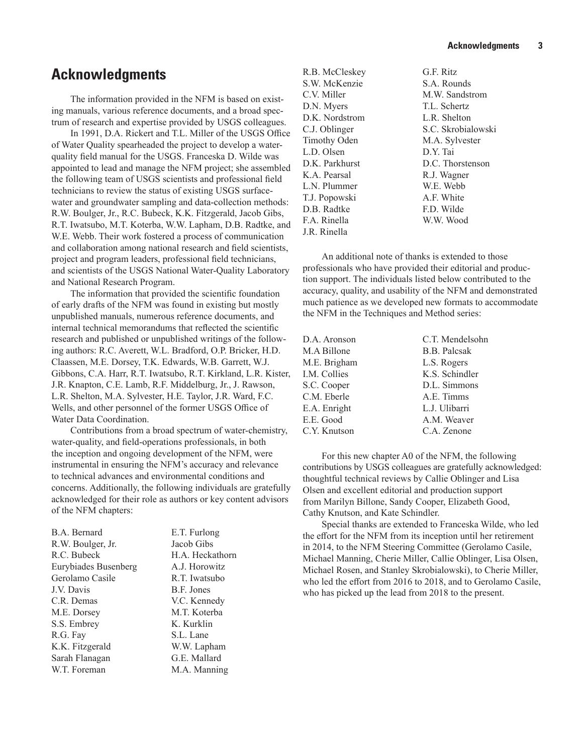## Acknowledgments

The information provided in the NFM is based on existing manuals, various reference documents, and a broad spectrum of research and expertise provided by USGS colleagues.

In 1991, D.A. Rickert and T.L. Miller of the USGS Office of Water Quality spearheaded the project to develop a water-quality field manual for the USGS. Franceska D. Wilde was appointed to lead and manage the NFM project; she assembled the following team of USGS scientists and professional field technicians to review the status of existing USGS surface-water and groundwater sampling and data-collection methods: R.W. Boulger, Jr., R.C. Bubeck, K.K. Fitzgerald, Jacob Gibs, R.T. Iwatsubo, M.T. Koterba, W.W. Lapham, D.B. Radtke, and W.E. Webb. Their work fostered a process of communication and collaboration among national research and field scientists, project and program leaders, professional field technicians, and scientists of the USGS National Water-Quality Laboratory and National Research Program.

The information that provided the scientific foundation of early drafts of the NFM was found in existing but mostly unpublished manuals, numerous reference documents, and internal technical memorandums that reflected the scientific research and published or unpublished writings of the following authors: R.C. Averett, W.L. Bradford, O.P. Bricker, H.D. Claassen, M.E. Dorsey, T.K. Edwards, W.B. Garrett, W.J. Gibbons, C.A. Harr, R.T. Iwatsubo, R.T. Kirkland, L.R. Kister, J.R. Knapton, C.E. Lamb, R.F. Middelburg, Jr., J. Rawson, L.R. Shelton, M.A. Sylvester, H.E. Taylor, J.R. Ward, F.C. Wells, and other personnel of the former USGS Office of Water Data Coordination.

Contributions from a broad spectrum of water-chemistry, water-quality, and field-operations professionals, in both the inception and ongoing development of the NFM, were instrumental in ensuring the NFM's accuracy and relevance to technical advances and environmental conditions and concerns. Additionally, the following individuals are gratefully acknowledged for their role as authors or key content advisors of the NFM chapters:

| | |
|---|---|
| B.A. Bernard | E.T. Furlong |
| R.W. Boulger, Jr. | Jacob Gibs |
| R.C. Bubeck | H.A. Heckathorn |
| Eurybiades Busenberg | A.J. Horowitz |
| Gerolamo Casile | R.T. Iwatsubo |
| J.V. Davis | B.F. Jones |
| C.R. Demas | V.C. Kennedy |
| M.E. Dorsey | M.T. Koterba |
| S.S. Embrey | K. Kurklin |
| R.G. Fay | S.L. Lane |
| K.K. Fitzgerald | W.W. Lapham |
| Sarah Flanagan | G.E. Mallard |
| W.T. Foreman | M.A. Manning |
| R.B. McCleskey | G.F. Ritz |
| S.W. McKenzie | S.A. Rounds |
| C.V. Miller | M.W. Sandstrom |
| D.N. Myers | T.L. Schertz |
| D.K. Nordstrom | L.R. Shelton |
| C.J. Oblinger | S.C. Skrobialowski |
| Timothy Oden | M.A. Sylvester |
| L.D. Olsen | D.Y. Tai |
| D.K. Parkhurst | D.C. Thorstenson |
| K.A. Pearsal | R.J. Wagner |
| L.N. Plummer | W.E. Webb |
| T.J. Popowski | A.F. White |
| D.B. Radtke | F.D. Wilde |
| F.A. Rinella | W.W. Wood |
| J.R. Rinella | |

An additional note of thanks is extended to those professionals who have provided their editorial and production support. The individuals listed below contributed to the accuracy, quality, and usability of the NFM and demonstrated much patience as we developed new formats to accommodate the NFM in the Techniques and Method series:

| | |
|---|---|
| D.A. Aronson | C.T. Mendelsohn |
| M.A Billone | B.B. Palcsak |
| M.E. Brigham | L.S. Rogers |
| I.M. Collies | K.S. Schindler |
| S.C. Cooper | D.L. Simmons |
| C.M. Eberle | A.E. Timms |
| E.A. Enright | L.J. Ulibarri |
| E.E. Good | A.M. Weaver |
| C.Y. Knutson | C.A. Zenone |

For this new chapter A0 of the NFM, the following contributions by USGS colleagues are gratefully acknowledged: thoughtful technical reviews by Callie Oblinger and Lisa Olsen and excellent editorial and production support from Marilyn Billone, Sandy Cooper, Elizabeth Good, Cathy Knutson, and Kate Schindler.

Special thanks are extended to Franceska Wilde, who led the effort for the NFM from its inception until her retirement in 2014, to the NFM Steering Committee (Gerolamo Casile, Michael Manning, Cherie Miller, Callie Oblinger, Lisa Olsen, Michael Rosen, and Stanley Skrobialowski), to Cherie Miller, who led the effort from 2016 to 2018, and to Gerolamo Casile, who has picked up the lead from 2018 to the present.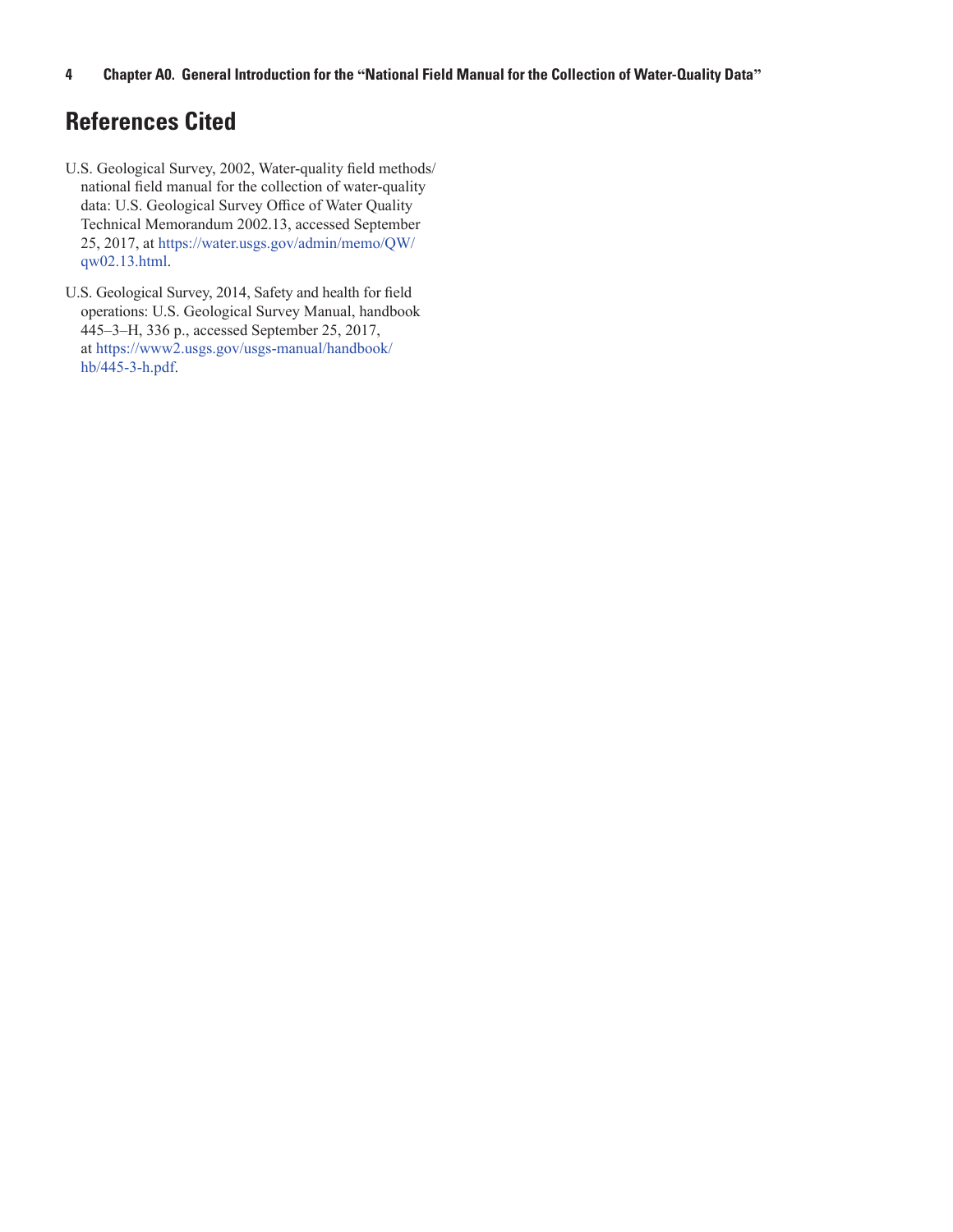## References Cited

U.S. Geological Survey, 2002, Water-quality field methods/national field manual for the collection of water-quality data: U.S. Geological Survey Office of Water Quality Technical Memorandum 2002.13, accessed September 25, 2017, at https://water.usgs.gov/admin/memo/QW/qw02.13.html.

U.S. Geological Survey, 2014, Safety and health for field operations: U.S. Geological Survey Manual, handbook 445–3–H, 336 p., accessed September 25, 2017, at https://www2.usgs.gov/usgs-manual/handbook/hb/445-3-h.pdf.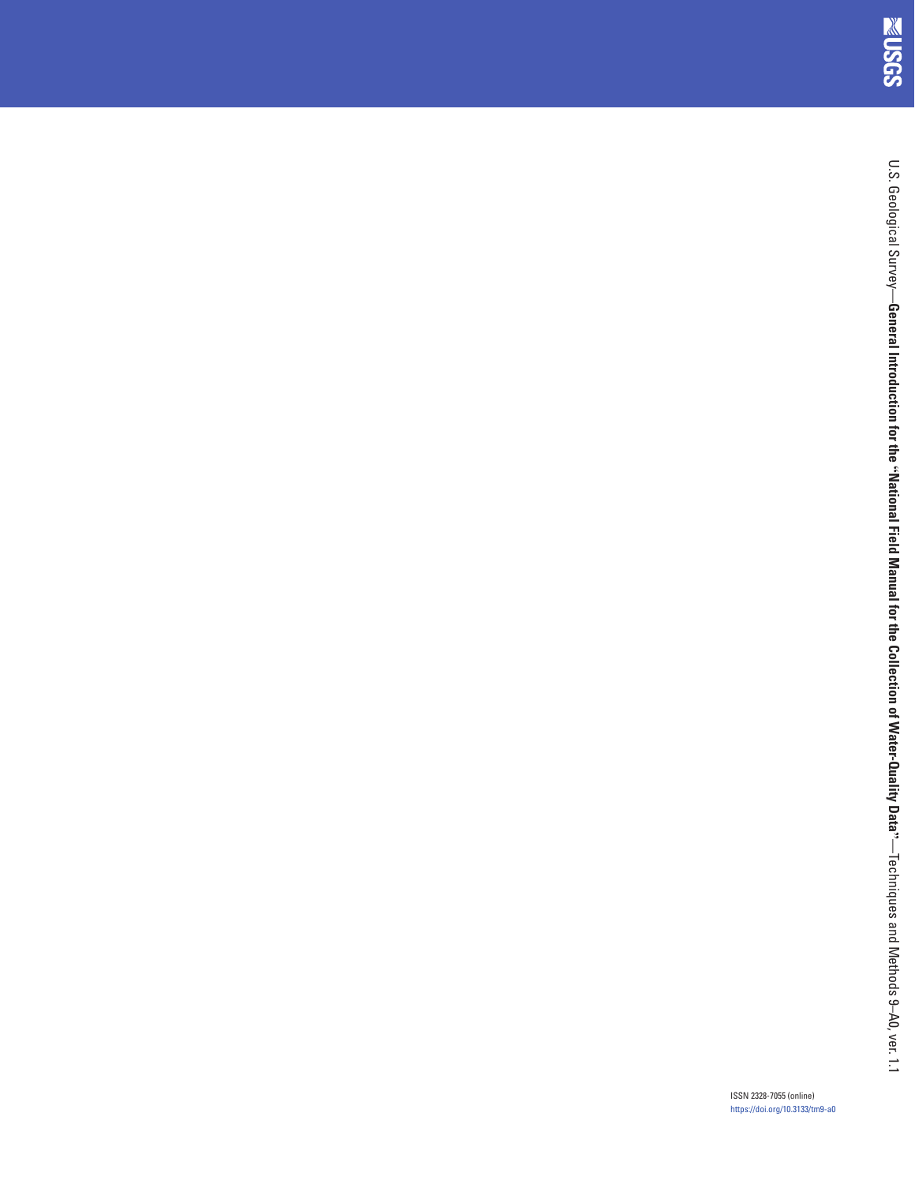U.S. Geological Survey—**General Introduction for the "National Field Manual for the Collection of Water-Quality Data"**—Techniques and Methods 9–A0, ver. 1.1

ISSN 2328-7055 (online)
https://doi.org/10.3133/tm9-a0